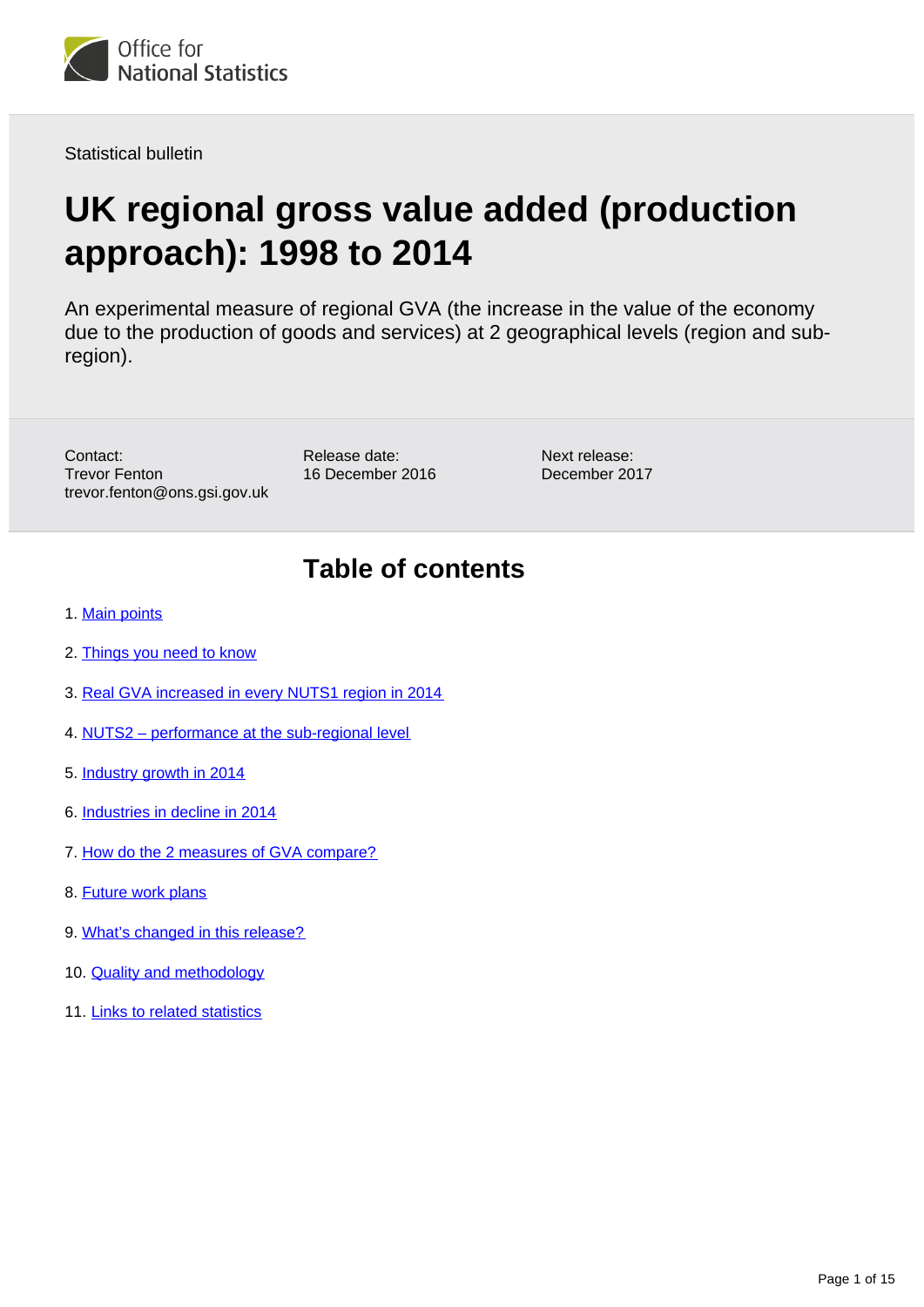Office for National Statistics

Statistical bulletin

# UK regional gross value added (production approach): 1998 to 2014

An experimental measure of regional GVA (the increase in the value of the economy due to the production of goods and services) at 2 geographical levels (region and sub-region).

Contact:
Trevor Fenton
trevor.fenton@ons.gsi.gov.uk

Release date:
16 December 2016

Next release:
December 2017

## Table of contents

1. Main points
2. Things you need to know
3. Real GVA increased in every NUTS1 region in 2014
4. NUTS2 – performance at the sub-regional level
5. Industry growth in 2014
6. Industries in decline in 2014
7. How do the 2 measures of GVA compare?
8. Future work plans
9. What's changed in this release?
10. Quality and methodology
11. Links to related statistics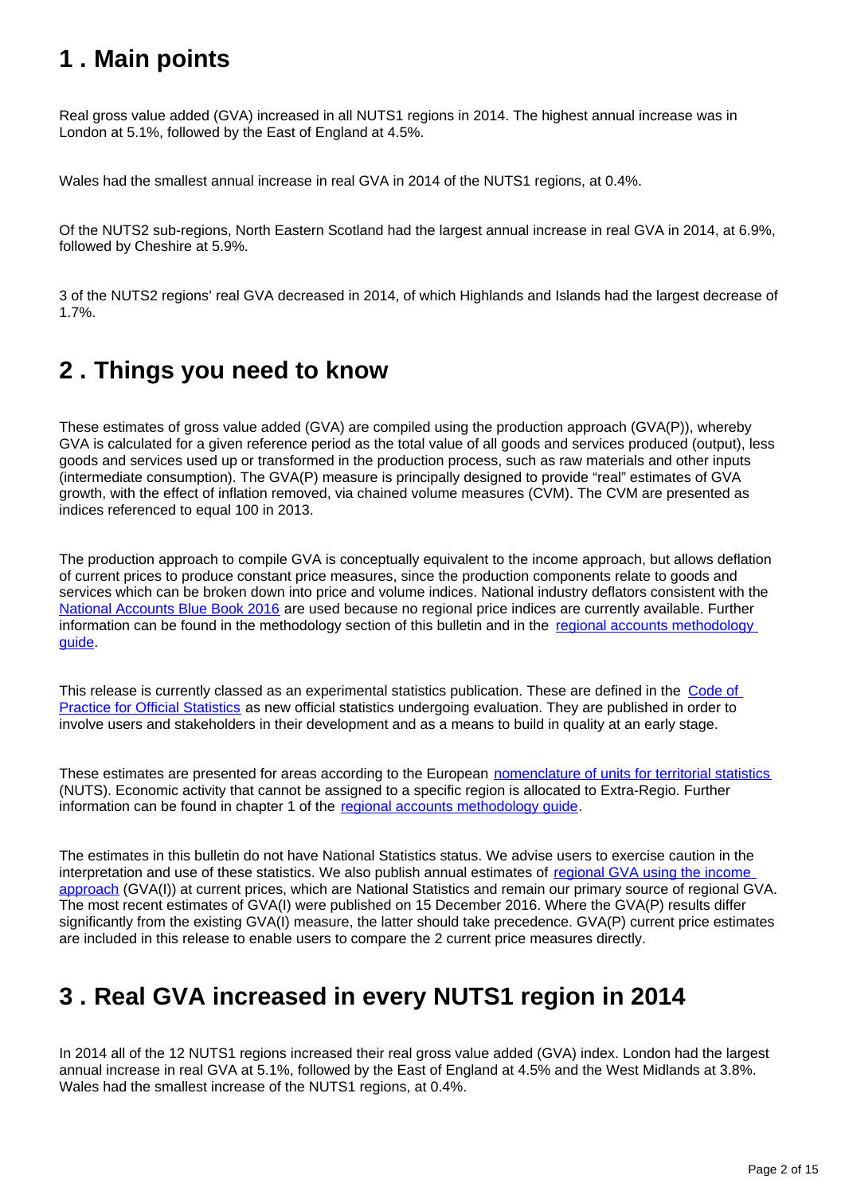## 1 . Main points

Real gross value added (GVA) increased in all NUTS1 regions in 2014. The highest annual increase was in London at 5.1%, followed by the East of England at 4.5%.

Wales had the smallest annual increase in real GVA in 2014 of the NUTS1 regions, at 0.4%.

Of the NUTS2 sub-regions, North Eastern Scotland had the largest annual increase in real GVA in 2014, at 6.9%, followed by Cheshire at 5.9%.

3 of the NUTS2 regions' real GVA decreased in 2014, of which Highlands and Islands had the largest decrease of 1.7%.

## 2 . Things you need to know

These estimates of gross value added (GVA) are compiled using the production approach (GVA(P)), whereby GVA is calculated for a given reference period as the total value of all goods and services produced (output), less goods and services used up or transformed in the production process, such as raw materials and other inputs (intermediate consumption). The GVA(P) measure is principally designed to provide "real" estimates of GVA growth, with the effect of inflation removed, via chained volume measures (CVM). The CVM are presented as indices referenced to equal 100 in 2013.

The production approach to compile GVA is conceptually equivalent to the income approach, but allows deflation of current prices to produce constant price measures, since the production components relate to goods and services which can be broken down into price and volume indices. National industry deflators consistent with the National Accounts Blue Book 2016 are used because no regional price indices are currently available. Further information can be found in the methodology section of this bulletin and in the regional accounts methodology guide.

This release is currently classed as an experimental statistics publication. These are defined in the Code of Practice for Official Statistics as new official statistics undergoing evaluation. They are published in order to involve users and stakeholders in their development and as a means to build in quality at an early stage.

These estimates are presented for areas according to the European nomenclature of units for territorial statistics (NUTS). Economic activity that cannot be assigned to a specific region is allocated to Extra-Regio. Further information can be found in chapter 1 of the regional accounts methodology guide.

The estimates in this bulletin do not have National Statistics status. We advise users to exercise caution in the interpretation and use of these statistics. We also publish annual estimates of regional GVA using the income approach (GVA(I)) at current prices, which are National Statistics and remain our primary source of regional GVA. The most recent estimates of GVA(I) were published on 15 December 2016. Where the GVA(P) results differ significantly from the existing GVA(I) measure, the latter should take precedence. GVA(P) current price estimates are included in this release to enable users to compare the 2 current price measures directly.

## 3 . Real GVA increased in every NUTS1 region in 2014

In 2014 all of the 12 NUTS1 regions increased their real gross value added (GVA) index. London had the largest annual increase in real GVA at 5.1%, followed by the East of England at 4.5% and the West Midlands at 3.8%. Wales had the smallest increase of the NUTS1 regions, at 0.4%.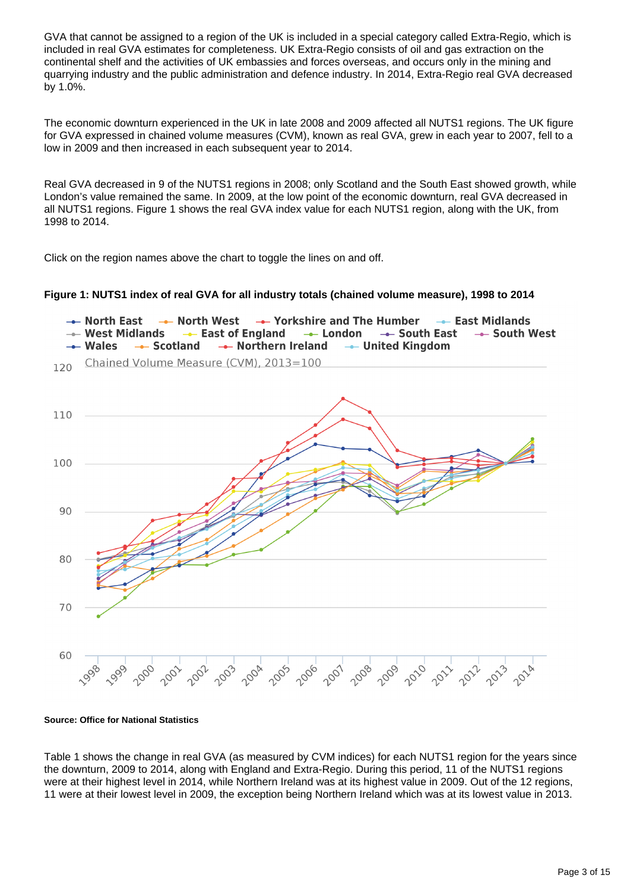GVA that cannot be assigned to a region of the UK is included in a special category called Extra-Regio, which is included in real GVA estimates for completeness. UK Extra-Regio consists of oil and gas extraction on the continental shelf and the activities of UK embassies and forces overseas, and occurs only in the mining and quarrying industry and the public administration and defence industry. In 2014, Extra-Regio real GVA decreased by 1.0%.

The economic downturn experienced in the UK in late 2008 and 2009 affected all NUTS1 regions. The UK figure for GVA expressed in chained volume measures (CVM), known as real GVA, grew in each year to 2007, fell to a low in 2009 and then increased in each subsequent year to 2014.

Real GVA decreased in 9 of the NUTS1 regions in 2008; only Scotland and the South East showed growth, while London's value remained the same. In 2009, at the low point of the economic downturn, real GVA decreased in all NUTS1 regions. Figure 1 shows the real GVA index value for each NUTS1 region, along with the UK, from 1998 to 2014.

Click on the region names above the chart to toggle the lines on and off.

**Figure 1: NUTS1 index of real GVA for all industry totals (chained volume measure), 1998 to 2014**

**Source: Office for National Statistics**

Table 1 shows the change in real GVA (as measured by CVM indices) for each NUTS1 region for the years since the downturn, 2009 to 2014, along with England and Extra-Regio. During this period, 11 of the NUTS1 regions were at their highest level in 2014, while Northern Ireland was at its highest value in 2009. Out of the 12 regions, 11 were at their lowest level in 2009, the exception being Northern Ireland which was at its lowest value in 2013.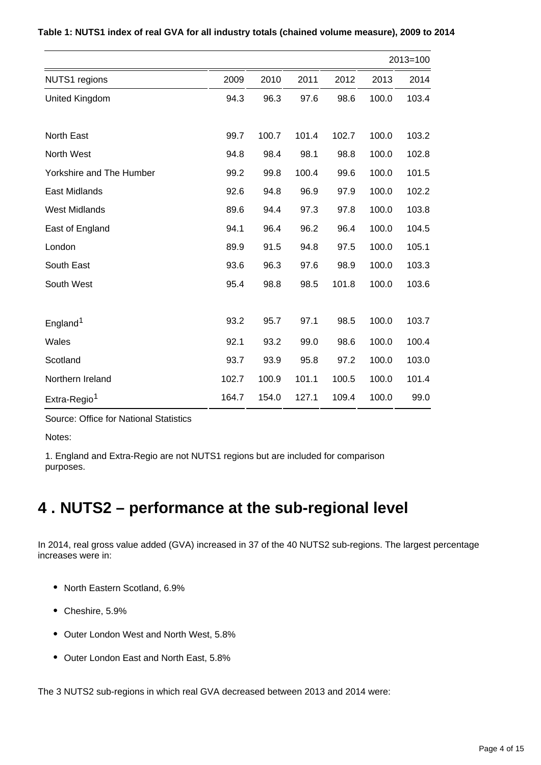**Table 1: NUTS1 index of real GVA for all industry totals (chained volume measure), 2009 to 2014**

2013=100

| NUTS1 regions | 2009 | 2010 | 2011 | 2012 | 2013 | 2014 |
|---|---|---|---|---|---|---|
| United Kingdom | 94.3 | 96.3 | 97.6 | 98.6 | 100.0 | 103.4 |
| | | | | | | |
| North East | 99.7 | 100.7 | 101.4 | 102.7 | 100.0 | 103.2 |
| North West | 94.8 | 98.4 | 98.1 | 98.8 | 100.0 | 102.8 |
| Yorkshire and The Humber | 99.2 | 99.8 | 100.4 | 99.6 | 100.0 | 101.5 |
| East Midlands | 92.6 | 94.8 | 96.9 | 97.9 | 100.0 | 102.2 |
| West Midlands | 89.6 | 94.4 | 97.3 | 97.8 | 100.0 | 103.8 |
| East of England | 94.1 | 96.4 | 96.2 | 96.4 | 100.0 | 104.5 |
| London | 89.9 | 91.5 | 94.8 | 97.5 | 100.0 | 105.1 |
| South East | 93.6 | 96.3 | 97.6 | 98.9 | 100.0 | 103.3 |
| South West | 95.4 | 98.8 | 98.5 | 101.8 | 100.0 | 103.6 |
| | | | | | | |
| England[1] | 93.2 | 95.7 | 97.1 | 98.5 | 100.0 | 103.7 |
| Wales | 92.1 | 93.2 | 99.0 | 98.6 | 100.0 | 100.4 |
| Scotland | 93.7 | 93.9 | 95.8 | 97.2 | 100.0 | 103.0 |
| Northern Ireland | 102.7 | 100.9 | 101.1 | 100.5 | 100.0 | 101.4 |
| Extra-Regio[1] | 164.7 | 154.0 | 127.1 | 109.4 | 100.0 | 99.0 |

Source: Office for National Statistics

Notes:

1. England and Extra-Regio are not NUTS1 regions but are included for comparison purposes.

## 4 . NUTS2 – performance at the sub-regional level

In 2014, real gross value added (GVA) increased in 37 of the 40 NUTS2 sub-regions. The largest percentage increases were in:

- North Eastern Scotland, 6.9%
- Cheshire, 5.9%
- Outer London West and North West, 5.8%
- Outer London East and North East, 5.8%

The 3 NUTS2 sub-regions in which real GVA decreased between 2013 and 2014 were: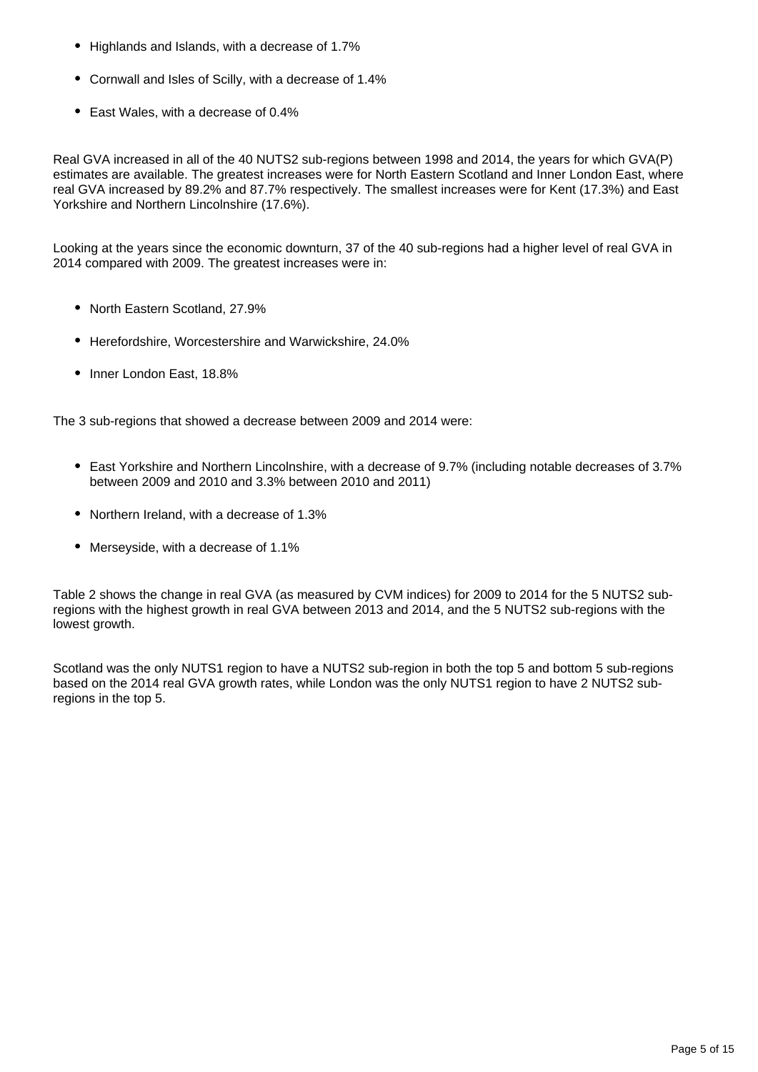- Highlands and Islands, with a decrease of 1.7%
- Cornwall and Isles of Scilly, with a decrease of 1.4%
- East Wales, with a decrease of 0.4%

Real GVA increased in all of the 40 NUTS2 sub-regions between 1998 and 2014, the years for which GVA(P) estimates are available. The greatest increases were for North Eastern Scotland and Inner London East, where real GVA increased by 89.2% and 87.7% respectively. The smallest increases were for Kent (17.3%) and East Yorkshire and Northern Lincolnshire (17.6%).

Looking at the years since the economic downturn, 37 of the 40 sub-regions had a higher level of real GVA in 2014 compared with 2009. The greatest increases were in:

- North Eastern Scotland, 27.9%
- Herefordshire, Worcestershire and Warwickshire, 24.0%
- Inner London East, 18.8%

The 3 sub-regions that showed a decrease between 2009 and 2014 were:

- East Yorkshire and Northern Lincolnshire, with a decrease of 9.7% (including notable decreases of 3.7% between 2009 and 2010 and 3.3% between 2010 and 2011)
- Northern Ireland, with a decrease of 1.3%
- Merseyside, with a decrease of 1.1%

Table 2 shows the change in real GVA (as measured by CVM indices) for 2009 to 2014 for the 5 NUTS2 sub-regions with the highest growth in real GVA between 2013 and 2014, and the 5 NUTS2 sub-regions with the lowest growth.

Scotland was the only NUTS1 region to have a NUTS2 sub-region in both the top 5 and bottom 5 sub-regions based on the 2014 real GVA growth rates, while London was the only NUTS1 region to have 2 NUTS2 sub-regions in the top 5.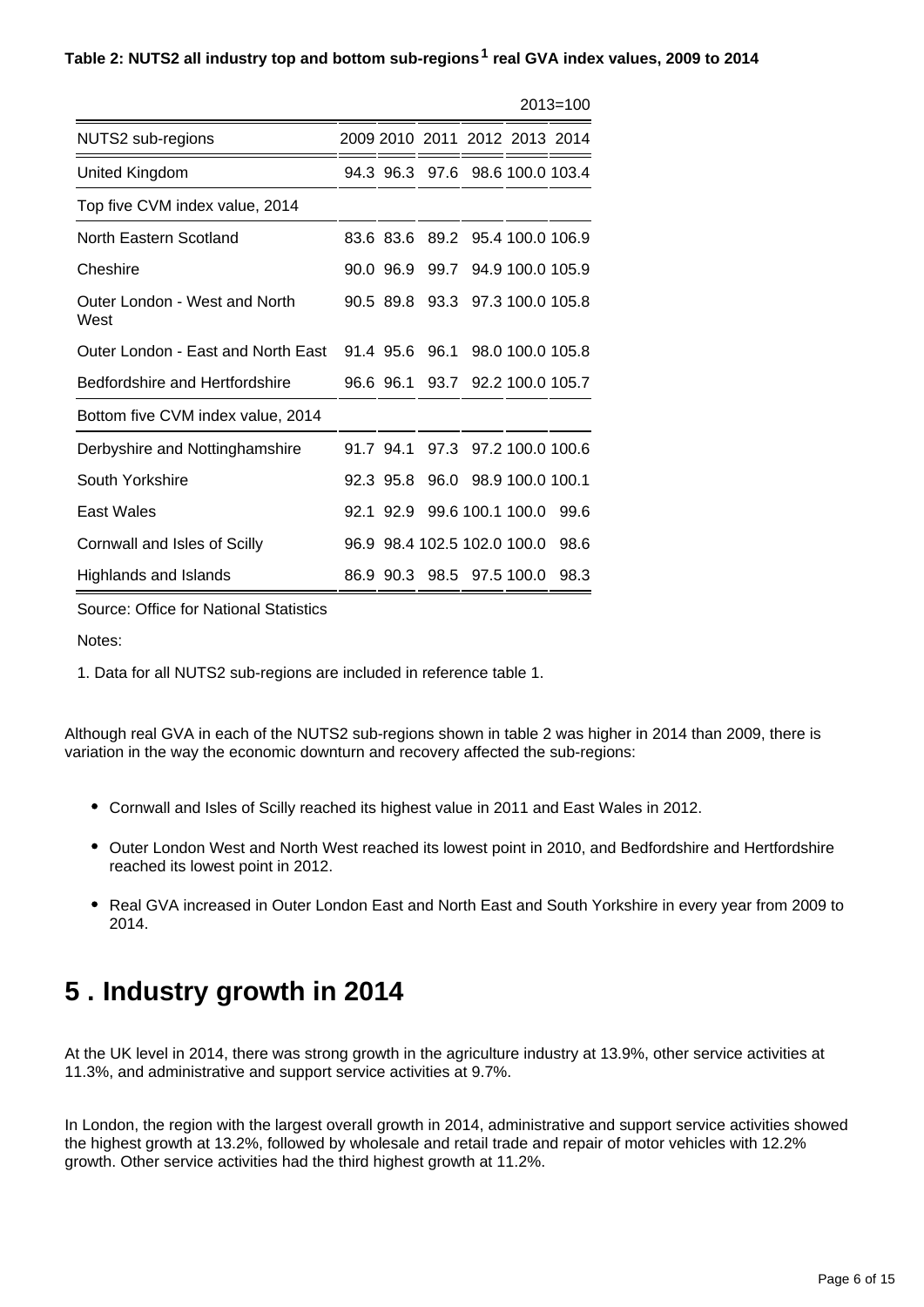**Table 2: NUTS2 all industry top and bottom sub-regions[1] real GVA index values, 2009 to 2014**

2013=100

| NUTS2 sub-regions | 2009 | 2010 | 2011 | 2012 | 2013 | 2014 |
|---|---|---|---|---|---|---|
| United Kingdom | 94.3 | 96.3 | 97.6 | 98.6 | 100.0 | 103.4 |
| Top five CVM index value, 2014 | | | | | | |
| North Eastern Scotland | 83.6 | 83.6 | 89.2 | 95.4 | 100.0 | 106.9 |
| Cheshire | 90.0 | 96.9 | 99.7 | 94.9 | 100.0 | 105.9 |
| Outer London - West and North West | 90.5 | 89.8 | 93.3 | 97.3 | 100.0 | 105.8 |
| Outer London - East and North East | 91.4 | 95.6 | 96.1 | 98.0 | 100.0 | 105.8 |
| Bedfordshire and Hertfordshire | 96.6 | 96.1 | 93.7 | 92.2 | 100.0 | 105.7 |
| Bottom five CVM index value, 2014 | | | | | | |
| Derbyshire and Nottinghamshire | 91.7 | 94.1 | 97.3 | 97.2 | 100.0 | 100.6 |
| South Yorkshire | 92.3 | 95.8 | 96.0 | 98.9 | 100.0 | 100.1 |
| East Wales | 92.1 | 92.9 | 99.6 | 100.1 | 100.0 | 99.6 |
| Cornwall and Isles of Scilly | 96.9 | 98.4 | 102.5 | 102.0 | 100.0 | 98.6 |
| Highlands and Islands | 86.9 | 90.3 | 98.5 | 97.5 | 100.0 | 98.3 |

Source: Office for National Statistics

Notes:

1. Data for all NUTS2 sub-regions are included in reference table 1.

Although real GVA in each of the NUTS2 sub-regions shown in table 2 was higher in 2014 than 2009, there is variation in the way the economic downturn and recovery affected the sub-regions:

- Cornwall and Isles of Scilly reached its highest value in 2011 and East Wales in 2012.
- Outer London West and North West reached its lowest point in 2010, and Bedfordshire and Hertfordshire reached its lowest point in 2012.
- Real GVA increased in Outer London East and North East and South Yorkshire in every year from 2009 to 2014.

## 5 . Industry growth in 2014

At the UK level in 2014, there was strong growth in the agriculture industry at 13.9%, other service activities at 11.3%, and administrative and support service activities at 9.7%.

In London, the region with the largest overall growth in 2014, administrative and support service activities showed the highest growth at 13.2%, followed by wholesale and retail trade and repair of motor vehicles with 12.2% growth. Other service activities had the third highest growth at 11.2%.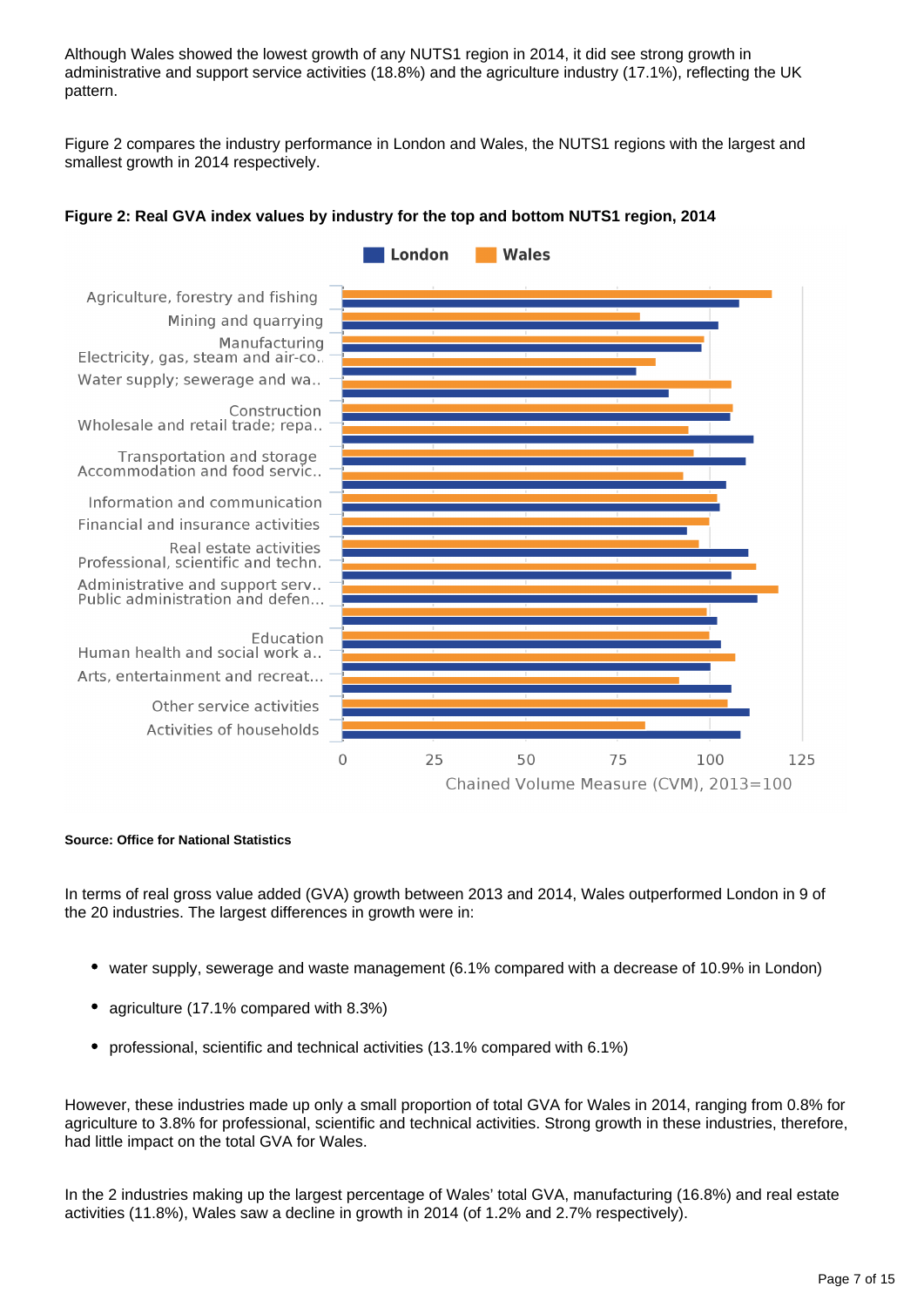Although Wales showed the lowest growth of any NUTS1 region in 2014, it did see strong growth in administrative and support service activities (18.8%) and the agriculture industry (17.1%), reflecting the UK pattern.

Figure 2 compares the industry performance in London and Wales, the NUTS1 regions with the largest and smallest growth in 2014 respectively.

**Figure 2: Real GVA index values by industry for the top and bottom NUTS1 region, 2014**

London Wales

Agriculture, forestry and fishing
Mining and quarrying
Manufacturing
Electricity, gas, steam and air-co..
Water supply; sewerage and wa..
Construction
Wholesale and retail trade; repa..
Transportation and storage
Accommodation and food servic..
Information and communication
Financial and insurance activities
Real estate activities
Professional, scientific and techn.
Administrative and support serv..
Public administration and defen...
Education
Human health and social work a..
Arts, entertainment and recreat...
Other service activities
Activities of households

0 25 50 75 100 125

Chained Volume Measure (CVM), 2013=100

**Source: Office for National Statistics**

In terms of real gross value added (GVA) growth between 2013 and 2014, Wales outperformed London in 9 of the 20 industries. The largest differences in growth were in:

- water supply, sewerage and waste management (6.1% compared with a decrease of 10.9% in London)
- agriculture (17.1% compared with 8.3%)
- professional, scientific and technical activities (13.1% compared with 6.1%)

However, these industries made up only a small proportion of total GVA for Wales in 2014, ranging from 0.8% for agriculture to 3.8% for professional, scientific and technical activities. Strong growth in these industries, therefore, had little impact on the total GVA for Wales.

In the 2 industries making up the largest percentage of Wales' total GVA, manufacturing (16.8%) and real estate activities (11.8%), Wales saw a decline in growth in 2014 (of 1.2% and 2.7% respectively).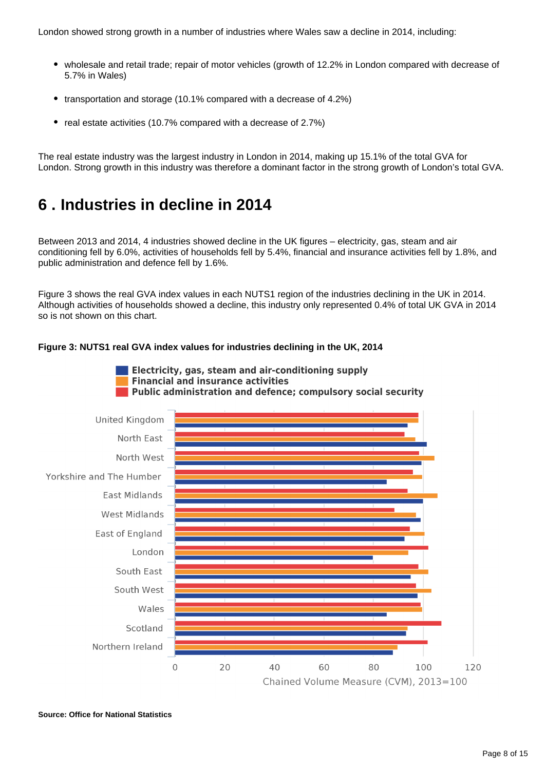London showed strong growth in a number of industries where Wales saw a decline in 2014, including:

- wholesale and retail trade; repair of motor vehicles (growth of 12.2% in London compared with decrease of 5.7% in Wales)
- transportation and storage (10.1% compared with a decrease of 4.2%)
- real estate activities (10.7% compared with a decrease of 2.7%)

The real estate industry was the largest industry in London in 2014, making up 15.1% of the total GVA for London. Strong growth in this industry was therefore a dominant factor in the strong growth of London's total GVA.

# 6 . Industries in decline in 2014

Between 2013 and 2014, 4 industries showed decline in the UK figures – electricity, gas, steam and air conditioning fell by 6.0%, activities of households fell by 5.4%, financial and insurance activities fell by 1.8%, and public administration and defence fell by 1.6%.

Figure 3 shows the real GVA index values in each NUTS1 region of the industries declining in the UK in 2014. Although activities of households showed a decline, this industry only represented 0.4% of total UK GVA in 2014 so is not shown on this chart.

**Figure 3: NUTS1 real GVA index values for industries declining in the UK, 2014**

**Source: Office for National Statistics**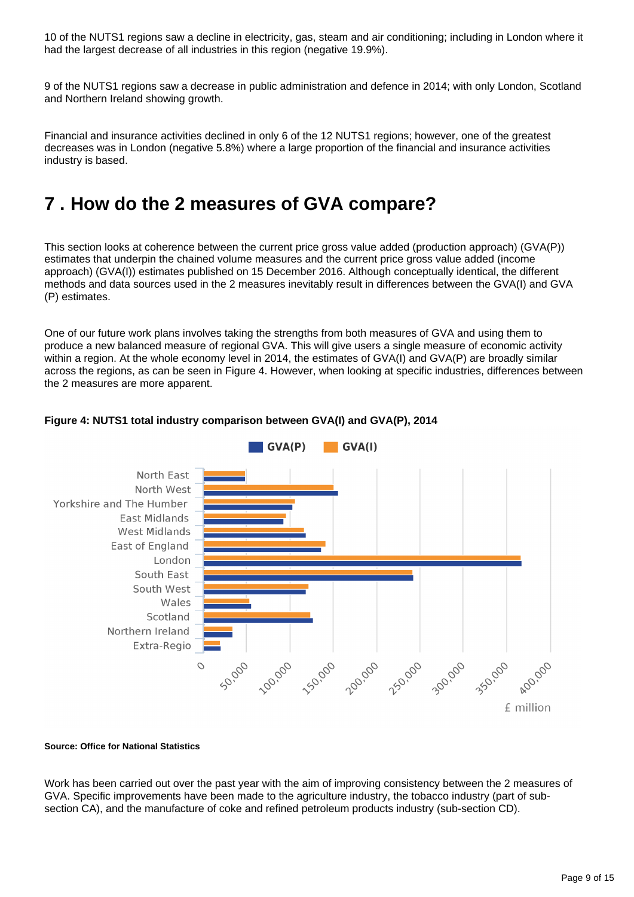10 of the NUTS1 regions saw a decline in electricity, gas, steam and air conditioning; including in London where it had the largest decrease of all industries in this region (negative 19.9%).

9 of the NUTS1 regions saw a decrease in public administration and defence in 2014; with only London, Scotland and Northern Ireland showing growth.

Financial and insurance activities declined in only 6 of the 12 NUTS1 regions; however, one of the greatest decreases was in London (negative 5.8%) where a large proportion of the financial and insurance activities industry is based.

## 7 . How do the 2 measures of GVA compare?

This section looks at coherence between the current price gross value added (production approach) (GVA(P)) estimates that underpin the chained volume measures and the current price gross value added (income approach) (GVA(I)) estimates published on 15 December 2016. Although conceptually identical, the different methods and data sources used in the 2 measures inevitably result in differences between the GVA(I) and GVA (P) estimates.

One of our future work plans involves taking the strengths from both measures of GVA and using them to produce a new balanced measure of regional GVA. This will give users a single measure of economic activity within a region. At the whole economy level in 2014, the estimates of GVA(I) and GVA(P) are broadly similar across the regions, as can be seen in Figure 4. However, when looking at specific industries, differences between the 2 measures are more apparent.

**Figure 4: NUTS1 total industry comparison between GVA(I) and GVA(P), 2014**

**Source: Office for National Statistics**

Work has been carried out over the past year with the aim of improving consistency between the 2 measures of GVA. Specific improvements have been made to the agriculture industry, the tobacco industry (part of sub-section CA), and the manufacture of coke and refined petroleum products industry (sub-section CD).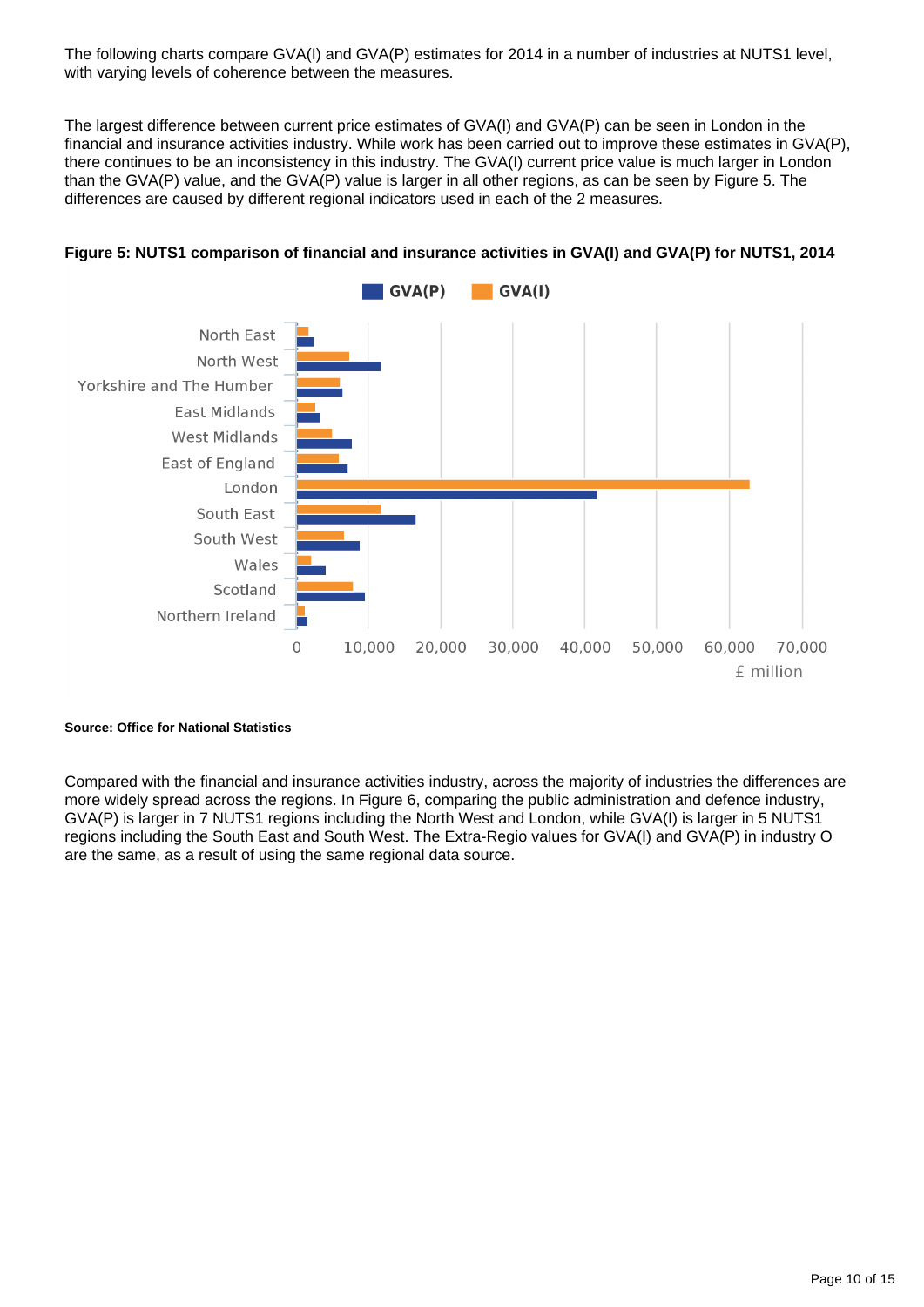The following charts compare GVA(I) and GVA(P) estimates for 2014 in a number of industries at NUTS1 level, with varying levels of coherence between the measures.

The largest difference between current price estimates of GVA(I) and GVA(P) can be seen in London in the financial and insurance activities industry. While work has been carried out to improve these estimates in GVA(P), there continues to be an inconsistency in this industry. The GVA(I) current price value is much larger in London than the GVA(P) value, and the GVA(P) value is larger in all other regions, as can be seen by Figure 5. The differences are caused by different regional indicators used in each of the 2 measures.

**Figure 5: NUTS1 comparison of financial and insurance activities in GVA(I) and GVA(P) for NUTS1, 2014**

**Source: Office for National Statistics**

Compared with the financial and insurance activities industry, across the majority of industries the differences are more widely spread across the regions. In Figure 6, comparing the public administration and defence industry, GVA(P) is larger in 7 NUTS1 regions including the North West and London, while GVA(I) is larger in 5 NUTS1 regions including the South East and South West. The Extra-Regio values for GVA(I) and GVA(P) in industry O are the same, as a result of using the same regional data source.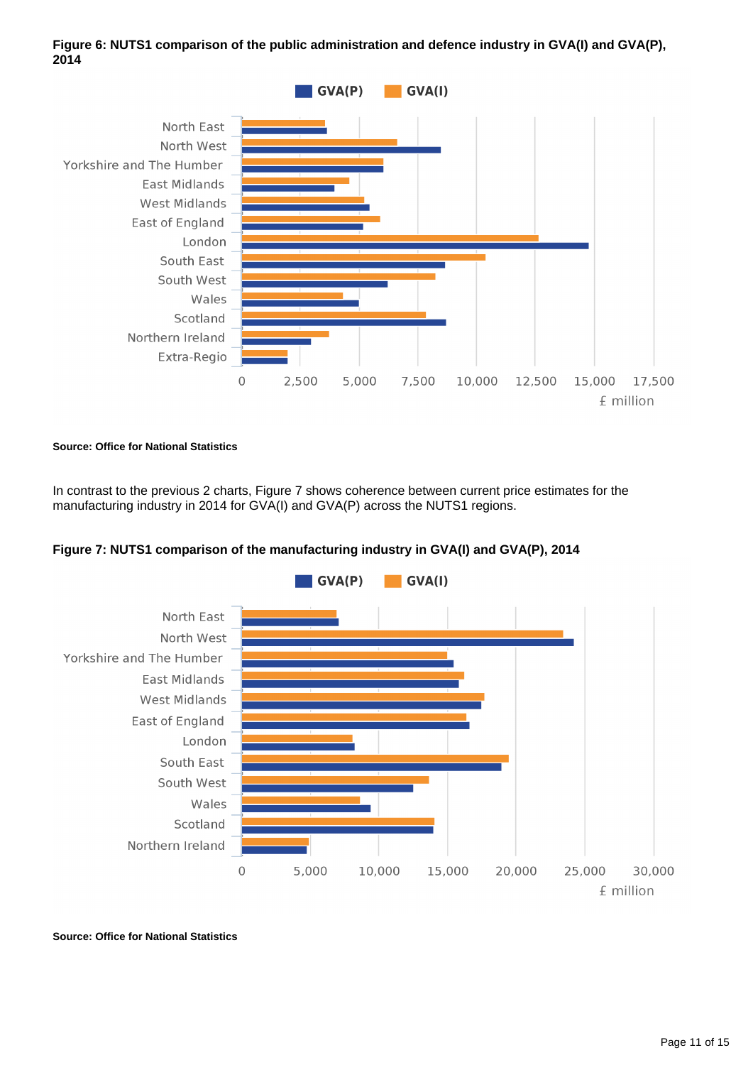**Figure 6: NUTS1 comparison of the public administration and defence industry in GVA(I) and GVA(P), 2014**

**Source: Office for National Statistics**

In contrast to the previous 2 charts, Figure 7 shows coherence between current price estimates for the manufacturing industry in 2014 for GVA(I) and GVA(P) across the NUTS1 regions.

**Figure 7: NUTS1 comparison of the manufacturing industry in GVA(I) and GVA(P), 2014**

**Source: Office for National Statistics**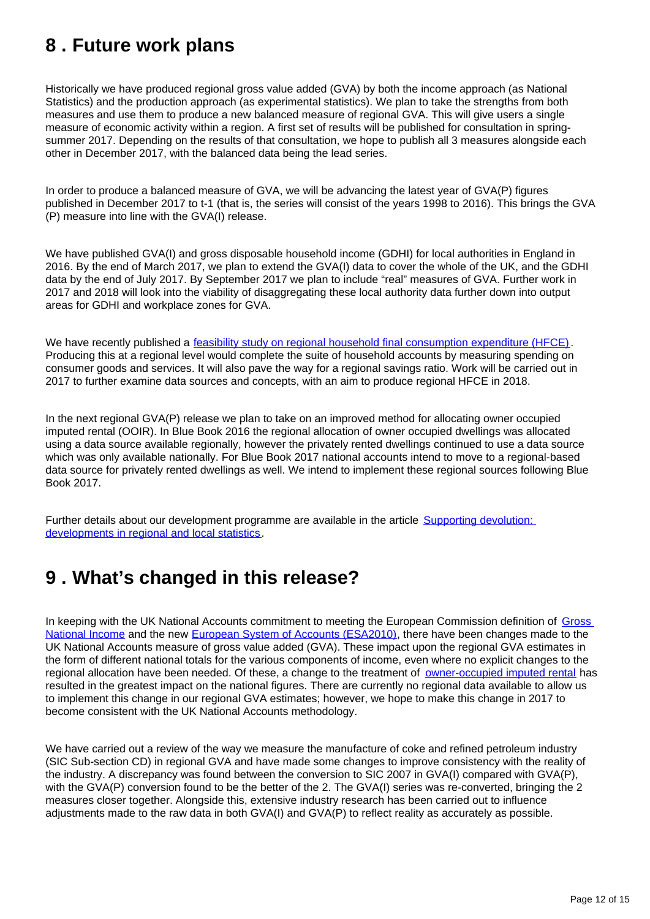## 8 . Future work plans

Historically we have produced regional gross value added (GVA) by both the income approach (as National Statistics) and the production approach (as experimental statistics). We plan to take the strengths from both measures and use them to produce a new balanced measure of regional GVA. This will give users a single measure of economic activity within a region. A first set of results will be published for consultation in spring-summer 2017. Depending on the results of that consultation, we hope to publish all 3 measures alongside each other in December 2017, with the balanced data being the lead series.

In order to produce a balanced measure of GVA, we will be advancing the latest year of GVA(P) figures published in December 2017 to t-1 (that is, the series will consist of the years 1998 to 2016). This brings the GVA (P) measure into line with the GVA(I) release.

We have published GVA(I) and gross disposable household income (GDHI) for local authorities in England in 2016. By the end of March 2017, we plan to extend the GVA(I) data to cover the whole of the UK, and the GDHI data by the end of July 2017. By September 2017 we plan to include "real" measures of GVA. Further work in 2017 and 2018 will look into the viability of disaggregating these local authority data further down into output areas for GDHI and workplace zones for GVA.

We have recently published a feasibility study on regional household final consumption expenditure (HFCE). Producing this at a regional level would complete the suite of household accounts by measuring spending on consumer goods and services. It will also pave the way for a regional savings ratio. Work will be carried out in 2017 to further examine data sources and concepts, with an aim to produce regional HFCE in 2018.

In the next regional GVA(P) release we plan to take on an improved method for allocating owner occupied imputed rental (OOIR). In Blue Book 2016 the regional allocation of owner occupied dwellings was allocated using a data source available regionally, however the privately rented dwellings continued to use a data source which was only available nationally. For Blue Book 2017 national accounts intend to move to a regional-based data source for privately rented dwellings as well. We intend to implement these regional sources following Blue Book 2017.

Further details about our development programme are available in the article Supporting devolution: developments in regional and local statistics.

## 9 . What's changed in this release?

In keeping with the UK National Accounts commitment to meeting the European Commission definition of Gross National Income and the new European System of Accounts (ESA2010), there have been changes made to the UK National Accounts measure of gross value added (GVA). These impact upon the regional GVA estimates in the form of different national totals for the various components of income, even where no explicit changes to the regional allocation have been needed. Of these, a change to the treatment of owner-occupied imputed rental has resulted in the greatest impact on the national figures. There are currently no regional data available to allow us to implement this change in our regional GVA estimates; however, we hope to make this change in 2017 to become consistent with the UK National Accounts methodology.

We have carried out a review of the way we measure the manufacture of coke and refined petroleum industry (SIC Sub-section CD) in regional GVA and have made some changes to improve consistency with the reality of the industry. A discrepancy was found between the conversion to SIC 2007 in GVA(I) compared with GVA(P), with the GVA(P) conversion found to be the better of the 2. The GVA(I) series was re-converted, bringing the 2 measures closer together. Alongside this, extensive industry research has been carried out to influence adjustments made to the raw data in both GVA(I) and GVA(P) to reflect reality as accurately as possible.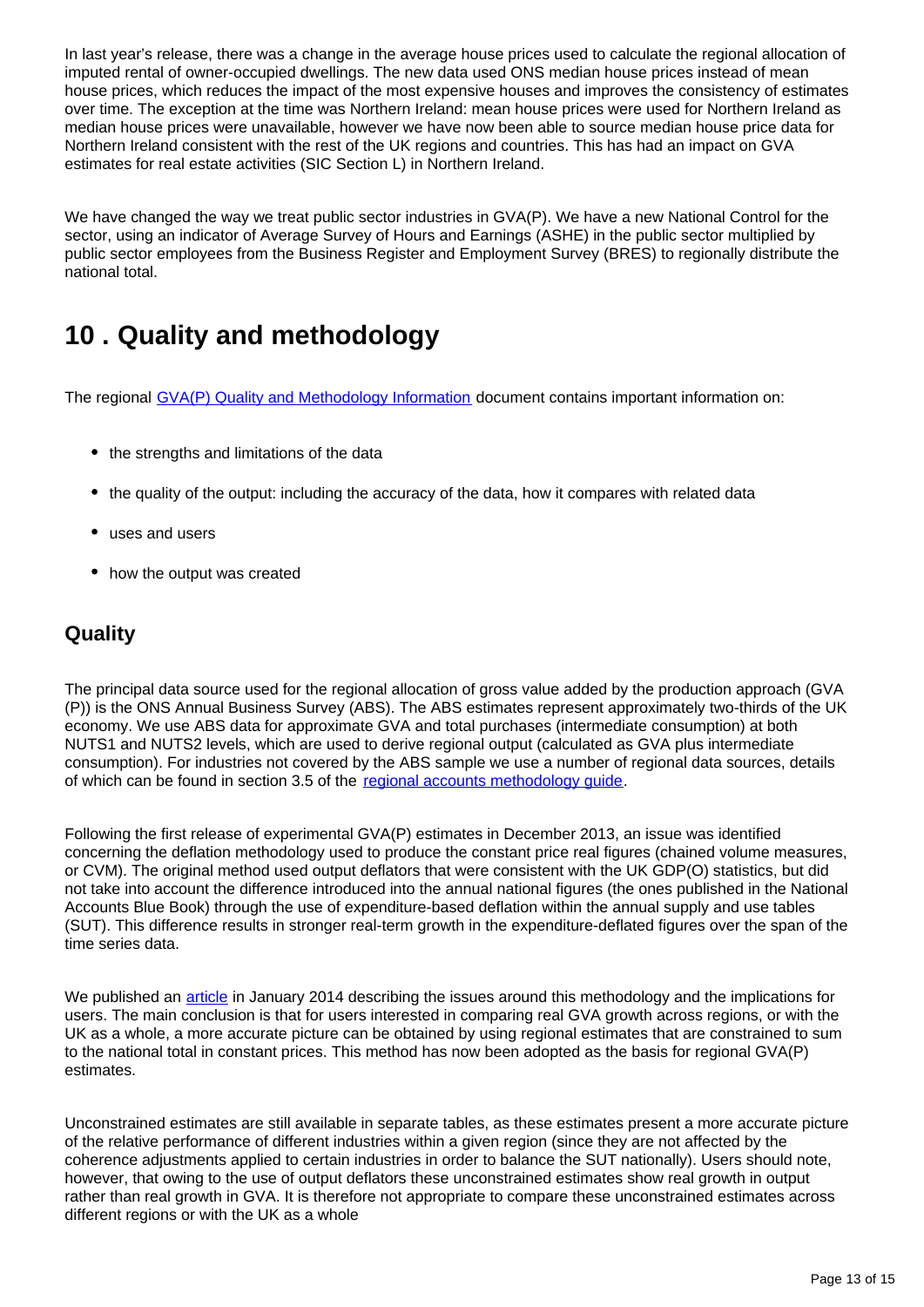In last year's release, there was a change in the average house prices used to calculate the regional allocation of imputed rental of owner-occupied dwellings. The new data used ONS median house prices instead of mean house prices, which reduces the impact of the most expensive houses and improves the consistency of estimates over time. The exception at the time was Northern Ireland: mean house prices were used for Northern Ireland as median house prices were unavailable, however we have now been able to source median house price data for Northern Ireland consistent with the rest of the UK regions and countries. This has had an impact on GVA estimates for real estate activities (SIC Section L) in Northern Ireland.

We have changed the way we treat public sector industries in GVA(P). We have a new National Control for the sector, using an indicator of Average Survey of Hours and Earnings (ASHE) in the public sector multiplied by public sector employees from the Business Register and Employment Survey (BRES) to regionally distribute the national total.

## 10 . Quality and methodology

The regional [GVA(P) Quality and Methodology Information] document contains important information on:

- the strengths and limitations of the data
- the quality of the output: including the accuracy of the data, how it compares with related data
- uses and users
- how the output was created

### Quality

The principal data source used for the regional allocation of gross value added by the production approach (GVA (P)) is the ONS Annual Business Survey (ABS). The ABS estimates represent approximately two-thirds of the UK economy. We use ABS data for approximate GVA and total purchases (intermediate consumption) at both NUTS1 and NUTS2 levels, which are used to derive regional output (calculated as GVA plus intermediate consumption). For industries not covered by the ABS sample we use a number of regional data sources, details of which can be found in section 3.5 of the [regional accounts methodology guide].

Following the first release of experimental GVA(P) estimates in December 2013, an issue was identified concerning the deflation methodology used to produce the constant price real figures (chained volume measures, or CVM). The original method used output deflators that were consistent with the UK GDP(O) statistics, but did not take into account the difference introduced into the annual national figures (the ones published in the National Accounts Blue Book) through the use of expenditure-based deflation within the annual supply and use tables (SUT). This difference results in stronger real-term growth in the expenditure-deflated figures over the span of the time series data.

We published an [article] in January 2014 describing the issues around this methodology and the implications for users. The main conclusion is that for users interested in comparing real GVA growth across regions, or with the UK as a whole, a more accurate picture can be obtained by using regional estimates that are constrained to sum to the national total in constant prices. This method has now been adopted as the basis for regional GVA(P) estimates.

Unconstrained estimates are still available in separate tables, as these estimates present a more accurate picture of the relative performance of different industries within a given region (since they are not affected by the coherence adjustments applied to certain industries in order to balance the SUT nationally). Users should note, however, that owing to the use of output deflators these unconstrained estimates show real growth in output rather than real growth in GVA. It is therefore not appropriate to compare these unconstrained estimates across different regions or with the UK as a whole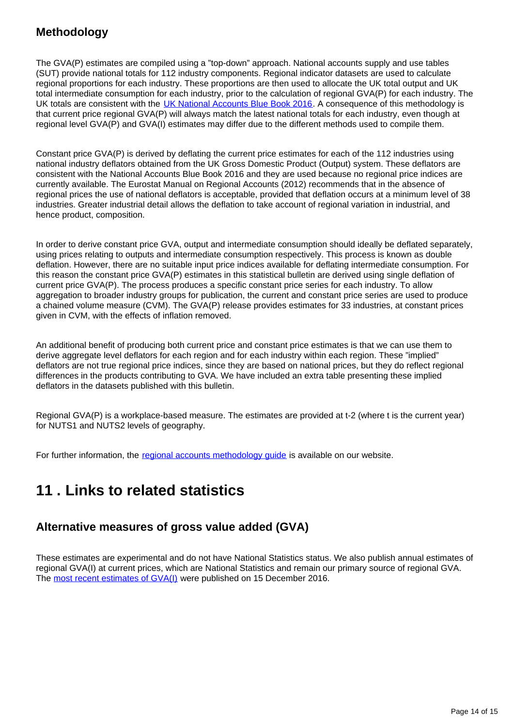### Methodology

The GVA(P) estimates are compiled using a "top-down" approach. National accounts supply and use tables (SUT) provide national totals for 112 industry components. Regional indicator datasets are used to calculate regional proportions for each industry. These proportions are then used to allocate the UK total output and UK total intermediate consumption for each industry, prior to the calculation of regional GVA(P) for each industry. The UK totals are consistent with the [UK National Accounts Blue Book 2016](). A consequence of this methodology is that current price regional GVA(P) will always match the latest national totals for each industry, even though at regional level GVA(P) and GVA(I) estimates may differ due to the different methods used to compile them.

Constant price GVA(P) is derived by deflating the current price estimates for each of the 112 industries using national industry deflators obtained from the UK Gross Domestic Product (Output) system. These deflators are consistent with the National Accounts Blue Book 2016 and they are used because no regional price indices are currently available. The Eurostat Manual on Regional Accounts (2012) recommends that in the absence of regional prices the use of national deflators is acceptable, provided that deflation occurs at a minimum level of 38 industries. Greater industrial detail allows the deflation to take account of regional variation in industrial, and hence product, composition.

In order to derive constant price GVA, output and intermediate consumption should ideally be deflated separately, using prices relating to outputs and intermediate consumption respectively. This process is known as double deflation. However, there are no suitable input price indices available for deflating intermediate consumption. For this reason the constant price GVA(P) estimates in this statistical bulletin are derived using single deflation of current price GVA(P). The process produces a specific constant price series for each industry. To allow aggregation to broader industry groups for publication, the current and constant price series are used to produce a chained volume measure (CVM). The GVA(P) release provides estimates for 33 industries, at constant prices given in CVM, with the effects of inflation removed.

An additional benefit of producing both current price and constant price estimates is that we can use them to derive aggregate level deflators for each region and for each industry within each region. These "implied" deflators are not true regional price indices, since they are based on national prices, but they do reflect regional differences in the products contributing to GVA. We have included an extra table presenting these implied deflators in the datasets published with this bulletin.

Regional GVA(P) is a workplace-based measure. The estimates are provided at t-2 (where t is the current year) for NUTS1 and NUTS2 levels of geography.

For further information, the [regional accounts methodology guide]() is available on our website.

## 11 . Links to related statistics

### Alternative measures of gross value added (GVA)

These estimates are experimental and do not have National Statistics status. We also publish annual estimates of regional GVA(I) at current prices, which are National Statistics and remain our primary source of regional GVA. The [most recent estimates of GVA(I)]() were published on 15 December 2016.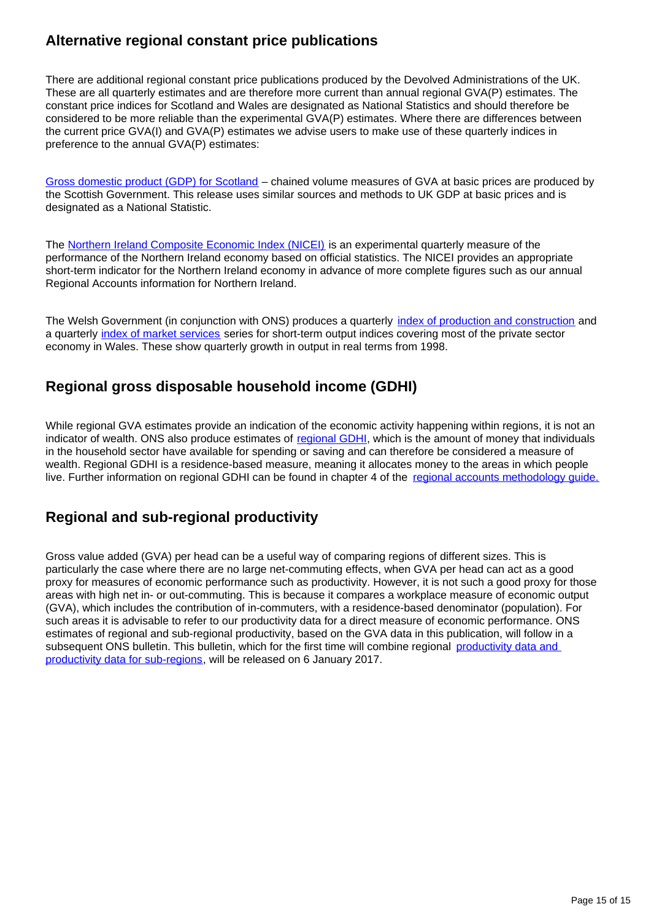## Alternative regional constant price publications

There are additional regional constant price publications produced by the Devolved Administrations of the UK. These are all quarterly estimates and are therefore more current than annual regional GVA(P) estimates. The constant price indices for Scotland and Wales are designated as National Statistics and should therefore be considered to be more reliable than the experimental GVA(P) estimates. Where there are differences between the current price GVA(I) and GVA(P) estimates we advise users to make use of these quarterly indices in preference to the annual GVA(P) estimates:

Gross domestic product (GDP) for Scotland – chained volume measures of GVA at basic prices are produced by the Scottish Government. This release uses similar sources and methods to UK GDP at basic prices and is designated as a National Statistic.

The Northern Ireland Composite Economic Index (NICEI) is an experimental quarterly measure of the performance of the Northern Ireland economy based on official statistics. The NICEI provides an appropriate short-term indicator for the Northern Ireland economy in advance of more complete figures such as our annual Regional Accounts information for Northern Ireland.

The Welsh Government (in conjunction with ONS) produces a quarterly index of production and construction and a quarterly index of market services series for short-term output indices covering most of the private sector economy in Wales. These show quarterly growth in output in real terms from 1998.

## Regional gross disposable household income (GDHI)

While regional GVA estimates provide an indication of the economic activity happening within regions, it is not an indicator of wealth. ONS also produce estimates of regional GDHI, which is the amount of money that individuals in the household sector have available for spending or saving and can therefore be considered a measure of wealth. Regional GDHI is a residence-based measure, meaning it allocates money to the areas in which people live. Further information on regional GDHI can be found in chapter 4 of the regional accounts methodology guide.

## Regional and sub-regional productivity

Gross value added (GVA) per head can be a useful way of comparing regions of different sizes. This is particularly the case where there are no large net-commuting effects, when GVA per head can act as a good proxy for measures of economic performance such as productivity. However, it is not such a good proxy for those areas with high net in- or out-commuting. This is because it compares a workplace measure of economic output (GVA), which includes the contribution of in-commuters, with a residence-based denominator (population). For such areas it is advisable to refer to our productivity data for a direct measure of economic performance. ONS estimates of regional and sub-regional productivity, based on the GVA data in this publication, will follow in a subsequent ONS bulletin. This bulletin, which for the first time will combine regional productivity data and productivity data for sub-regions, will be released on 6 January 2017.